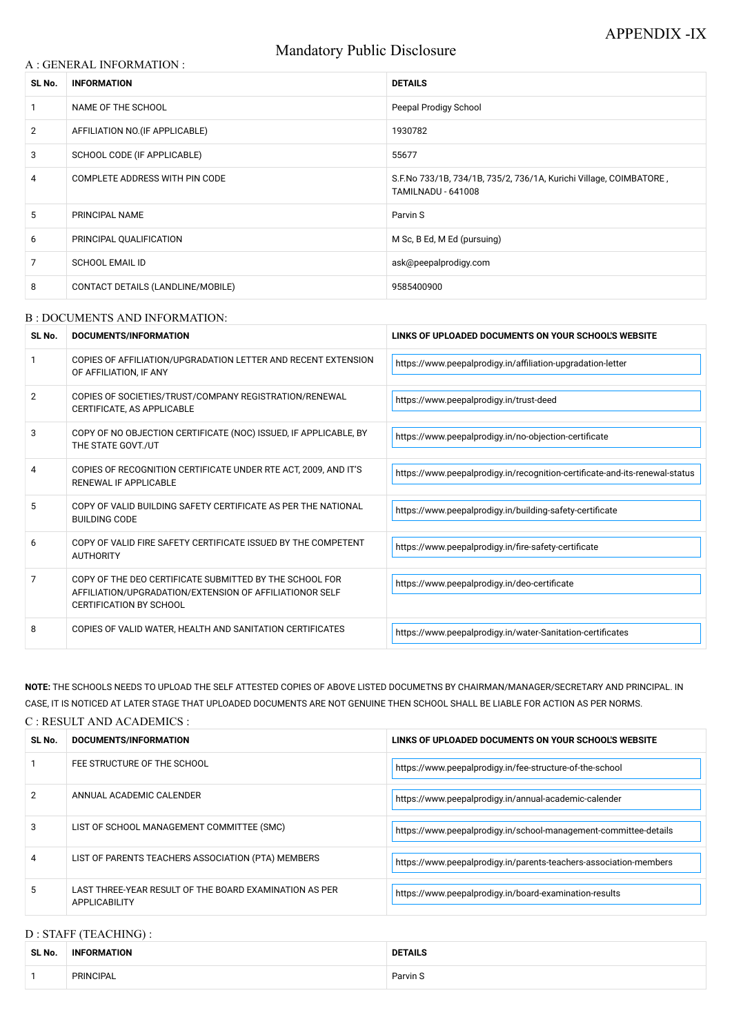APPENDIX -IX

# Mandatory Public Disclosure

## A : GENERAL INFORMATION :

| SL No. | INFORMATION | DETAILS |
|---|---|---|
| 1 | NAME OF THE SCHOOL | Peepal Prodigy School |
| 2 | AFFILIATION NO.(IF APPLICABLE) | 1930782 |
| 3 | SCHOOL CODE (IF APPLICABLE) | 55677 |
| 4 | COMPLETE ADDRESS WITH PIN CODE | S.F.No 733/1B, 734/1B, 735/2, 736/1A, Kurichi Village, COIMBATORE , TAMILNADU - 641008 |
| 5 | PRINCIPAL NAME | Parvin S |
| 6 | PRINCIPAL QUALIFICATION | M Sc, B Ed, M Ed (pursuing) |
| 7 | SCHOOL EMAIL ID | ask@peepalprodigy.com |
| 8 | CONTACT DETAILS (LANDLINE/MOBILE) | 9585400900 |

## B : DOCUMENTS AND INFORMATION:

| SL No. | DOCUMENTS/INFORMATION | LINKS OF UPLOADED DOCUMENTS ON YOUR SCHOOL'S WEBSITE |
|---|---|---|
| 1 | COPIES OF AFFILIATION/UPGRADATION LETTER AND RECENT EXTENSION OF AFFILIATION, IF ANY | https://www.peepalprodigy.in/affiliation-upgradation-letter |
| 2 | COPIES OF SOCIETIES/TRUST/COMPANY REGISTRATION/RENEWAL CERTIFICATE, AS APPLICABLE | https://www.peepalprodigy.in/trust-deed |
| 3 | COPY OF NO OBJECTION CERTIFICATE (NOC) ISSUED, IF APPLICABLE, BY THE STATE GOVT./UT | https://www.peepalprodigy.in/no-objection-certificate |
| 4 | COPIES OF RECOGNITION CERTIFICATE UNDER RTE ACT, 2009, AND IT'S RENEWAL IF APPLICABLE | https://www.peepalprodigy.in/recognition-certificate-and-its-renewal-status |
| 5 | COPY OF VALID BUILDING SAFETY CERTIFICATE AS PER THE NATIONAL BUILDING CODE | https://www.peepalprodigy.in/building-safety-certificate |
| 6 | COPY OF VALID FIRE SAFETY CERTIFICATE ISSUED BY THE COMPETENT AUTHORITY | https://www.peepalprodigy.in/fire-safety-certificate |
| 7 | COPY OF THE DEO CERTIFICATE SUBMITTED BY THE SCHOOL FOR AFFILIATION/UPGRADATION/EXTENSION OF AFFILIATIONOR SELF CERTIFICATION BY SCHOOL | https://www.peepalprodigy.in/deo-certificate |
| 8 | COPIES OF VALID WATER, HEALTH AND SANITATION CERTIFICATES | https://www.peepalprodigy.in/water-Sanitation-certificates |

**NOTE:** THE SCHOOLS NEEDS TO UPLOAD THE SELF ATTESTED COPIES OF ABOVE LISTED DOCUMETNS BY CHAIRMAN/MANAGER/SECRETARY AND PRINCIPAL. IN CASE, IT IS NOTICED AT LATER STAGE THAT UPLOADED DOCUMENTS ARE NOT GENUINE THEN SCHOOL SHALL BE LIABLE FOR ACTION AS PER NORMS.

## C : RESULT AND ACADEMICS :

| SL No. | DOCUMENTS/INFORMATION | LINKS OF UPLOADED DOCUMENTS ON YOUR SCHOOL'S WEBSITE |
|---|---|---|
| 1 | FEE STRUCTURE OF THE SCHOOL | https://www.peepalprodigy.in/fee-structure-of-the-school |
| 2 | ANNUAL ACADEMIC CALENDER | https://www.peepalprodigy.in/annual-academic-calender |
| 3 | LIST OF SCHOOL MANAGEMENT COMMITTEE (SMC) | https://www.peepalprodigy.in/school-management-committee-details |
| 4 | LIST OF PARENTS TEACHERS ASSOCIATION (PTA) MEMBERS | https://www.peepalprodigy.in/parents-teachers-association-members |
| 5 | LAST THREE-YEAR RESULT OF THE BOARD EXAMINATION AS PER APPLICABILITY | https://www.peepalprodigy.in/board-examination-results |

## D : STAFF (TEACHING) :

| SL No. | INFORMATION | DETAILS |
|---|---|---|
| 1 | PRINCIPAL | Parvin S |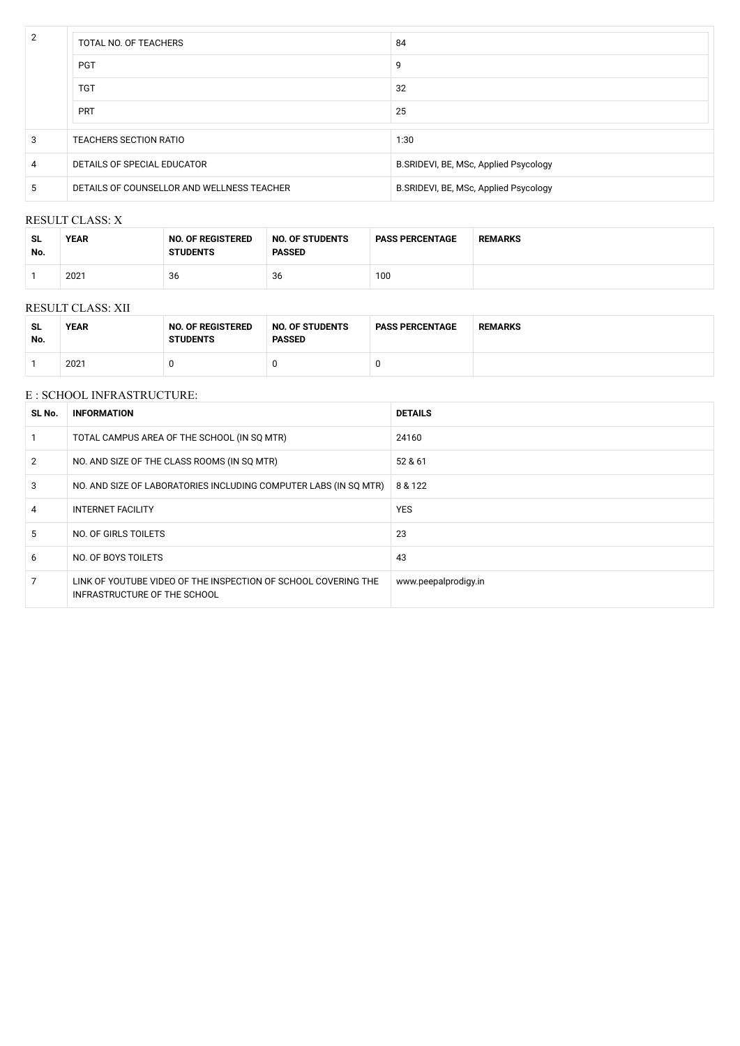| | | |
|---|---|---|
| 2 | TOTAL NO. OF TEACHERS | 84 |
| | PGT | 9 |
| | TGT | 32 |
| | PRT | 25 |
| 3 | TEACHERS SECTION RATIO | 1:30 |
| 4 | DETAILS OF SPECIAL EDUCATOR | B.SRIDEVI, BE, MSc, Applied Psycology |
| 5 | DETAILS OF COUNSELLOR AND WELLNESS TEACHER | B.SRIDEVI, BE, MSc, Applied Psycology |

## RESULT CLASS: X

| SL No. | YEAR | NO. OF REGISTERED STUDENTS | NO. OF STUDENTS PASSED | PASS PERCENTAGE | REMARKS |
|---|---|---|---|---|---|
| 1 | 2021 | 36 | 36 | 100 | |

## RESULT CLASS: XII

| SL No. | YEAR | NO. OF REGISTERED STUDENTS | NO. OF STUDENTS PASSED | PASS PERCENTAGE | REMARKS |
|---|---|---|---|---|---|
| 1 | 2021 | 0 | 0 | 0 | |

## E : SCHOOL INFRASTRUCTURE:

| SL No. | INFORMATION | DETAILS |
|---|---|---|
| 1 | TOTAL CAMPUS AREA OF THE SCHOOL (IN SQ MTR) | 24160 |
| 2 | NO. AND SIZE OF THE CLASS ROOMS (IN SQ MTR) | 52 & 61 |
| 3 | NO. AND SIZE OF LABORATORIES INCLUDING COMPUTER LABS (IN SQ MTR) | 8 & 122 |
| 4 | INTERNET FACILITY | YES |
| 5 | NO. OF GIRLS TOILETS | 23 |
| 6 | NO. OF BOYS TOILETS | 43 |
| 7 | LINK OF YOUTUBE VIDEO OF THE INSPECTION OF SCHOOL COVERING THE INFRASTRUCTURE OF THE SCHOOL | www.peepalprodigy.in |